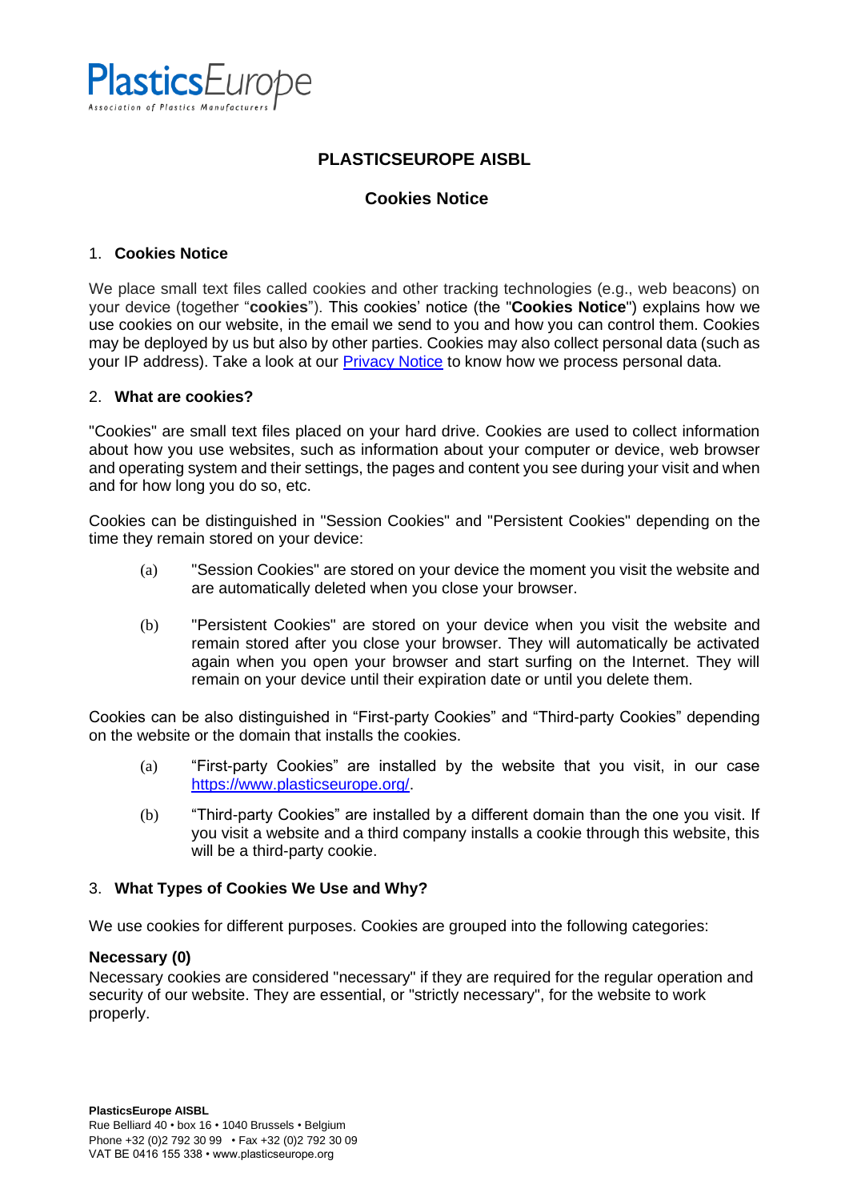# PLASTICSEUROPE AISBL

## Cookies Notice

### 1. Cookies Notice

We place small text files called cookies and other tracking technologies (e.g., web beacons) on your device (together "**cookies**"). This cookies' notice (the "**Cookies Notice**") explains how we use cookies on our website, in the email we send to you and how you can control them. Cookies may be deployed by us but also by other parties. Cookies may also collect personal data (such as your IP address). Take a look at our [Privacy Notice](#) to know how we process personal data.

### 2. What are cookies?

"Cookies" are small text files placed on your hard drive. Cookies are used to collect information about how you use websites, such as information about your computer or device, web browser and operating system and their settings, the pages and content you see during your visit and when and for how long you do so, etc.

Cookies can be distinguished in "Session Cookies" and "Persistent Cookies" depending on the time they remain stored on your device:

(a) "Session Cookies" are stored on your device the moment you visit the website and are automatically deleted when you close your browser.

(b) "Persistent Cookies" are stored on your device when you visit the website and remain stored after you close your browser. They will automatically be activated again when you open your browser and start surfing on the Internet. They will remain on your device until their expiration date or until you delete them.

Cookies can be also distinguished in "First-party Cookies" and "Third-party Cookies" depending on the website or the domain that installs the cookies.

(a) "First-party Cookies" are installed by the website that you visit, in our case [https://www.plasticseurope.org/](https://www.plasticseurope.org/).

(b) "Third-party Cookies" are installed by a different domain than the one you visit. If you visit a website and a third company installs a cookie through this website, this will be a third-party cookie.

### 3. What Types of Cookies We Use and Why?

We use cookies for different purposes. Cookies are grouped into the following categories:

**Necessary (0)**

Necessary cookies are considered "necessary" if they are required for the regular operation and security of our website. They are essential, or "strictly necessary", for the website to work properly.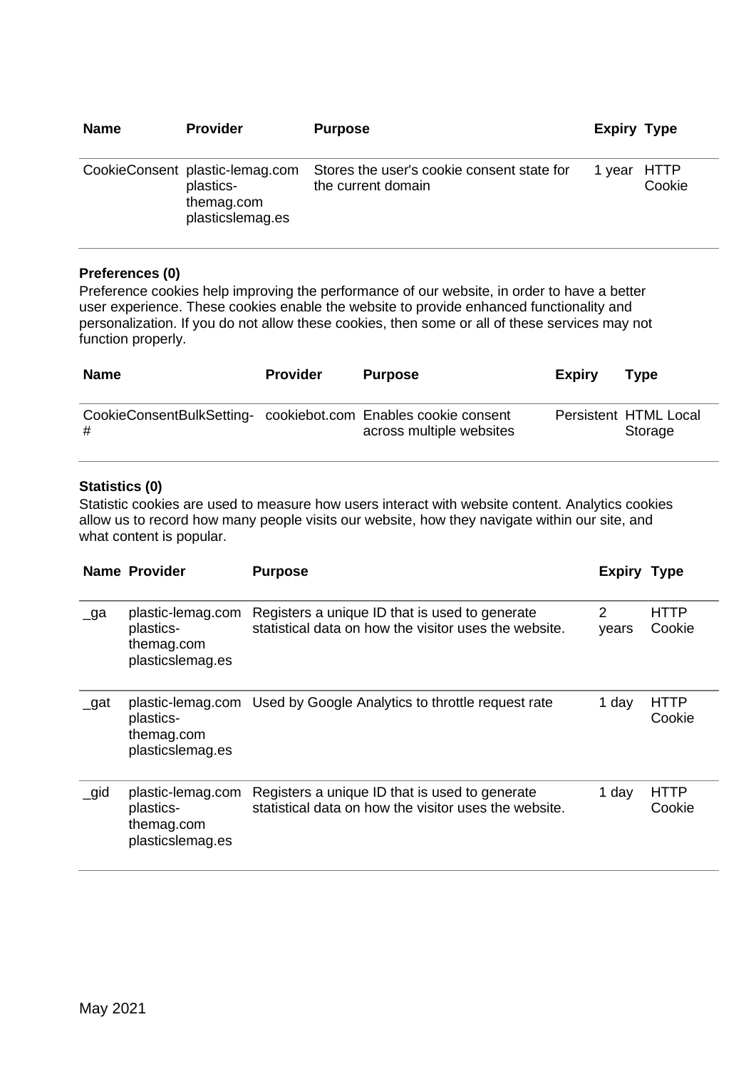| Name | Provider | Purpose | Expiry | Type |
| --- | --- | --- | --- | --- |
| CookieConsent | plastic-lemag.com plastics-themag.com plasticslemag.es | Stores the user's cookie consent state for the current domain | 1 year | HTTP Cookie |

**Preferences (0)**

Preference cookies help improving the performance of our website, in order to have a better user experience. These cookies enable the website to provide enhanced functionality and personalization. If you do not allow these cookies, then some or all of these services may not function properly.

| Name | Provider | Purpose | Expiry | Type |
| --- | --- | --- | --- | --- |
| CookieConsentBulkSetting-# | cookiebot.com | Enables cookie consent across multiple websites | Persistent | HTML Local Storage |

**Statistics (0)**

Statistic cookies are used to measure how users interact with website content. Analytics cookies allow us to record how many people visits our website, how they navigate within our site, and what content is popular.

| Name | Provider | Purpose | Expiry | Type |
| --- | --- | --- | --- | --- |
| _ga | plastic-lemag.com plastics-themag.com plasticslemag.es | Registers a unique ID that is used to generate statistical data on how the visitor uses the website. | 2 years | HTTP Cookie |
| _gat | plastic-lemag.com plastics-themag.com plasticslemag.es | Used by Google Analytics to throttle request rate | 1 day | HTTP Cookie |
| _gid | plastic-lemag.com plastics-themag.com plasticslemag.es | Registers a unique ID that is used to generate statistical data on how the visitor uses the website. | 1 day | HTTP Cookie |

May 2021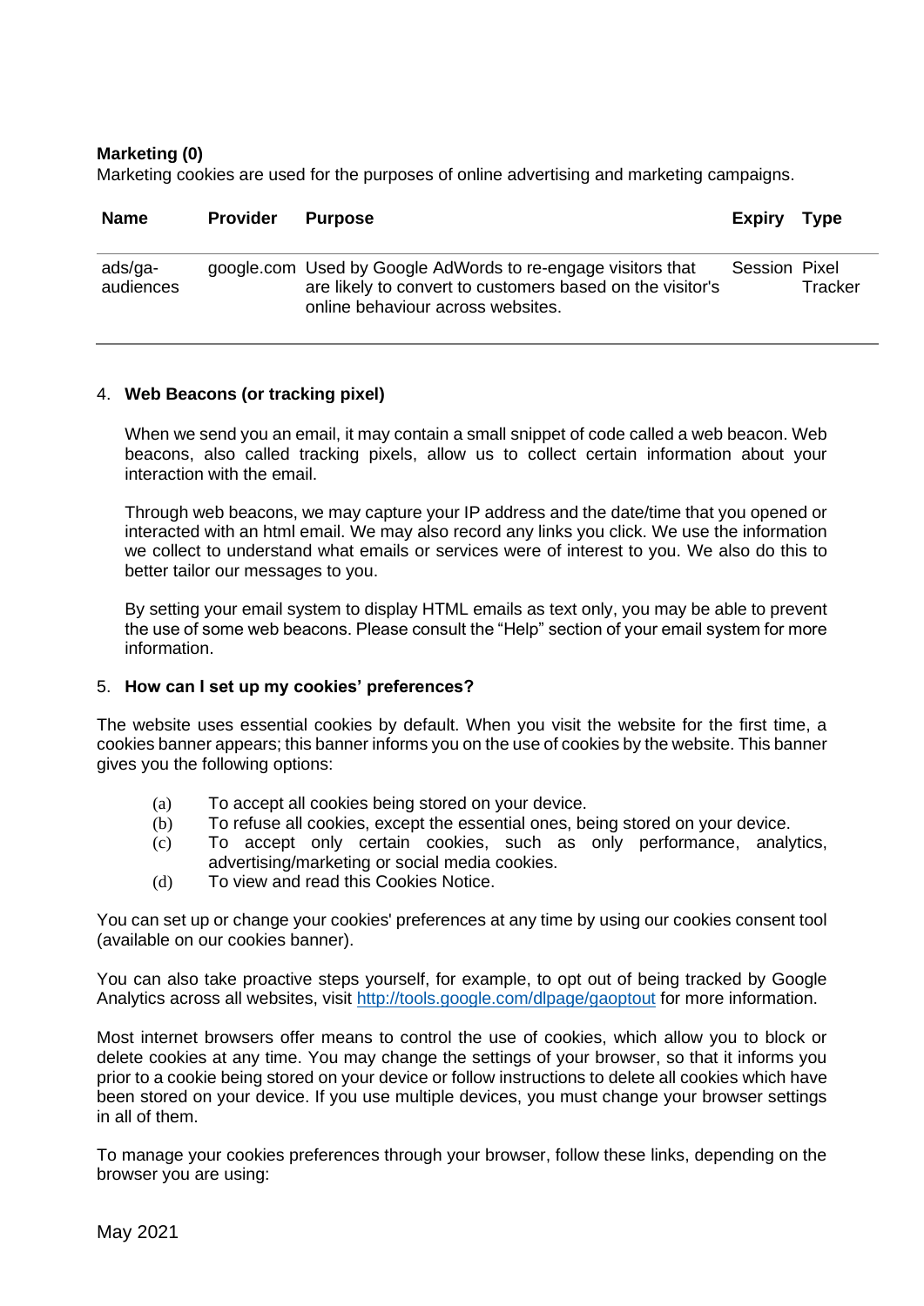**Marketing (0)**
Marketing cookies are used for the purposes of online advertising and marketing campaigns.

| Name | Provider | Purpose | Expiry | Type |
|---|---|---|---|---|
| ads/ga-audiences | google.com | Used by Google AdWords to re-engage visitors that are likely to convert to customers based on the visitor's online behaviour across websites. | Session | Pixel Tracker |

4. **Web Beacons (or tracking pixel)**

   When we send you an email, it may contain a small snippet of code called a web beacon. Web beacons, also called tracking pixels, allow us to collect certain information about your interaction with the email.

   Through web beacons, we may capture your IP address and the date/time that you opened or interacted with an html email. We may also record any links you click. We use the information we collect to understand what emails or services were of interest to you. We also do this to better tailor our messages to you.

   By setting your email system to display HTML emails as text only, you may be able to prevent the use of some web beacons. Please consult the "Help" section of your email system for more information.

5. **How can I set up my cookies' preferences?**

The website uses essential cookies by default. When you visit the website for the first time, a cookies banner appears; this banner informs you on the use of cookies by the website. This banner gives you the following options:

(a) To accept all cookies being stored on your device.
(b) To refuse all cookies, except the essential ones, being stored on your device.
(c) To accept only certain cookies, such as only performance, analytics, advertising/marketing or social media cookies.
(d) To view and read this Cookies Notice.

You can set up or change your cookies' preferences at any time by using our cookies consent tool (available on our cookies banner).

You can also take proactive steps yourself, for example, to opt out of being tracked by Google Analytics across all websites, visit http://tools.google.com/dlpage/gaoptout for more information.

Most internet browsers offer means to control the use of cookies, which allow you to block or delete cookies at any time. You may change the settings of your browser, so that it informs you prior to a cookie being stored on your device or follow instructions to delete all cookies which have been stored on your device. If you use multiple devices, you must change your browser settings in all of them.

To manage your cookies preferences through your browser, follow these links, depending on the browser you are using: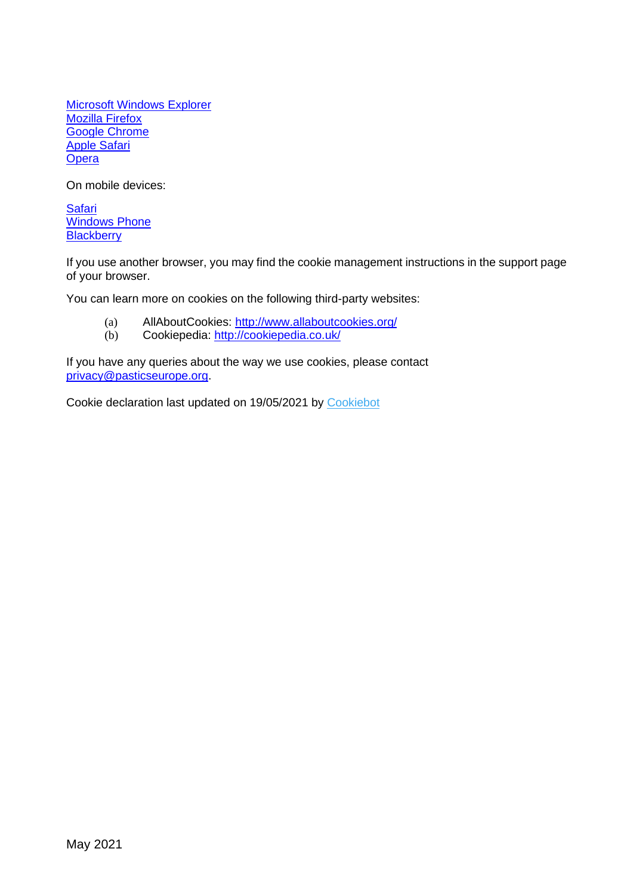[Microsoft Windows Explorer]
[Mozilla Firefox]
[Google Chrome]
[Apple Safari]
[Opera]

On mobile devices:

[Safari]
[Windows Phone]
[Blackberry]

If you use another browser, you may find the cookie management instructions in the support page of your browser.

You can learn more on cookies on the following third-party websites:

(a) AllAboutCookies: http://www.allaboutcookies.org/
(b) Cookiepedia: http://cookiepedia.co.uk/

If you have any queries about the way we use cookies, please contact privacy@pasticseurope.org.

Cookie declaration last updated on 19/05/2021 by Cookiebot

May 2021